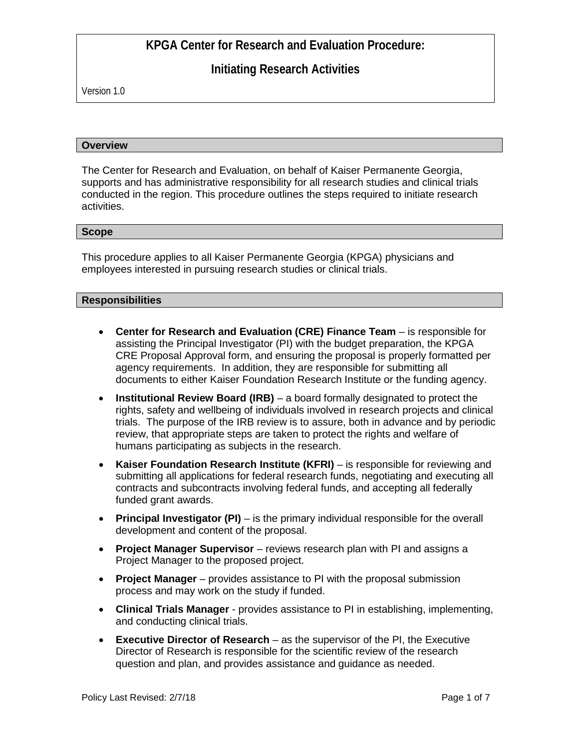# KPGA Center for Research and Evaluation Procedure:

# Initiating Research Activities

Version 1.0

## Overview

The Center for Research and Evaluation, on behalf of Kaiser Permanente Georgia, supports and has administrative responsibility for all research studies and clinical trials conducted in the region. This procedure outlines the steps required to initiate research activities.

## Scope

This procedure applies to all Kaiser Permanente Georgia (KPGA) physicians and employees interested in pursuing research studies or clinical trials.

## Responsibilities

- **Center for Research and Evaluation (CRE) Finance Team** – is responsible for assisting the Principal Investigator (PI) with the budget preparation, the KPGA CRE Proposal Approval form, and ensuring the proposal is properly formatted per agency requirements. In addition, they are responsible for submitting all documents to either Kaiser Foundation Research Institute or the funding agency.
- **Institutional Review Board (IRB)** – a board formally designated to protect the rights, safety and wellbeing of individuals involved in research projects and clinical trials. The purpose of the IRB review is to assure, both in advance and by periodic review, that appropriate steps are taken to protect the rights and welfare of humans participating as subjects in the research.
- **Kaiser Foundation Research Institute (KFRI)** – is responsible for reviewing and submitting all applications for federal research funds, negotiating and executing all contracts and subcontracts involving federal funds, and accepting all federally funded grant awards.
- **Principal Investigator (PI)** – is the primary individual responsible for the overall development and content of the proposal.
- **Project Manager Supervisor** – reviews research plan with PI and assigns a Project Manager to the proposed project.
- **Project Manager** – provides assistance to PI with the proposal submission process and may work on the study if funded.
- **Clinical Trials Manager** - provides assistance to PI in establishing, implementing, and conducting clinical trials.
- **Executive Director of Research** – as the supervisor of the PI, the Executive Director of Research is responsible for the scientific review of the research question and plan, and provides assistance and guidance as needed.

Policy Last Revised: 2/7/18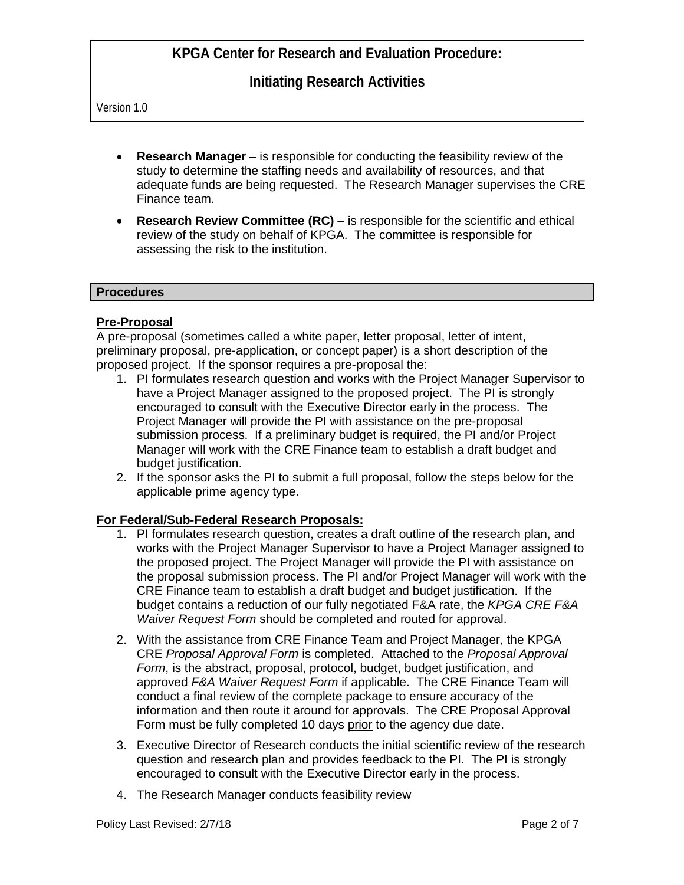- **Research Manager** – is responsible for conducting the feasibility review of the study to determine the staffing needs and availability of resources, and that adequate funds are being requested. The Research Manager supervises the CRE Finance team.
- **Research Review Committee (RC)** – is responsible for the scientific and ethical review of the study on behalf of KPGA. The committee is responsible for assessing the risk to the institution.

## Procedures

### Pre-Proposal

A pre-proposal (sometimes called a white paper, letter proposal, letter of intent, preliminary proposal, pre-application, or concept paper) is a short description of the proposed project. If the sponsor requires a pre-proposal the:

1. PI formulates research question and works with the Project Manager Supervisor to have a Project Manager assigned to the proposed project. The PI is strongly encouraged to consult with the Executive Director early in the process. The Project Manager will provide the PI with assistance on the pre-proposal submission process. If a preliminary budget is required, the PI and/or Project Manager will work with the CRE Finance team to establish a draft budget and budget justification.
2. If the sponsor asks the PI to submit a full proposal, follow the steps below for the applicable prime agency type.

### For Federal/Sub-Federal Research Proposals:

1. PI formulates research question, creates a draft outline of the research plan, and works with the Project Manager Supervisor to have a Project Manager assigned to the proposed project. The Project Manager will provide the PI with assistance on the proposal submission process. The PI and/or Project Manager will work with the CRE Finance team to establish a draft budget and budget justification. If the budget contains a reduction of our fully negotiated F&A rate, the *KPGA CRE F&A Waiver Request Form* should be completed and routed for approval.
2. With the assistance from CRE Finance Team and Project Manager, the KPGA CRE *Proposal Approval Form* is completed. Attached to the *Proposal Approval Form*, is the abstract, proposal, protocol, budget, budget justification, and approved *F&A Waiver Request Form* if applicable. The CRE Finance Team will conduct a final review of the complete package to ensure accuracy of the information and then route it around for approvals. The CRE Proposal Approval Form must be fully completed 10 days <u>prior</u> to the agency due date.
3. Executive Director of Research conducts the initial scientific review of the research question and research plan and provides feedback to the PI. The PI is strongly encouraged to consult with the Executive Director early in the process.
4. The Research Manager conducts feasibility review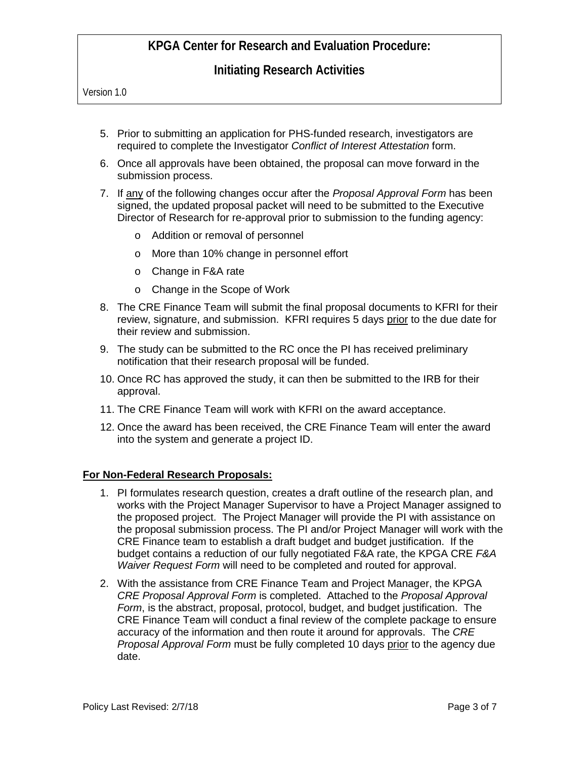5. Prior to submitting an application for PHS-funded research, investigators are required to complete the Investigator *Conflict of Interest Attestation* form.
6. Once all approvals have been obtained, the proposal can move forward in the submission process.
7. If <u>any</u> of the following changes occur after the *Proposal Approval Form* has been signed, the updated proposal packet will need to be submitted to the Executive Director of Research for re-approval prior to submission to the funding agency:
   - Addition or removal of personnel
   - More than 10% change in personnel effort
   - Change in F&A rate
   - Change in the Scope of Work
8. The CRE Finance Team will submit the final proposal documents to KFRI for their review, signature, and submission. KFRI requires 5 days <u>prior</u> to the due date for their review and submission.
9. The study can be submitted to the RC once the PI has received preliminary notification that their research proposal will be funded.
10. Once RC has approved the study, it can then be submitted to the IRB for their approval.
11. The CRE Finance Team will work with KFRI on the award acceptance.
12. Once the award has been received, the CRE Finance Team will enter the award into the system and generate a project ID.

**<u>For Non-Federal Research Proposals:</u>**

1. PI formulates research question, creates a draft outline of the research plan, and works with the Project Manager Supervisor to have a Project Manager assigned to the proposed project. The Project Manager will provide the PI with assistance on the proposal submission process. The PI and/or Project Manager will work with the CRE Finance team to establish a draft budget and budget justification. If the budget contains a reduction of our fully negotiated F&A rate, the KPGA CRE *F&A Waiver Request Form* will need to be completed and routed for approval.
2. With the assistance from CRE Finance Team and Project Manager, the KPGA *CRE Proposal Approval Form* is completed. Attached to the *Proposal Approval Form*, is the abstract, proposal, protocol, budget, and budget justification. The CRE Finance Team will conduct a final review of the complete package to ensure accuracy of the information and then route it around for approvals. The *CRE Proposal Approval Form* must be fully completed 10 days <u>prior</u> to the agency due date.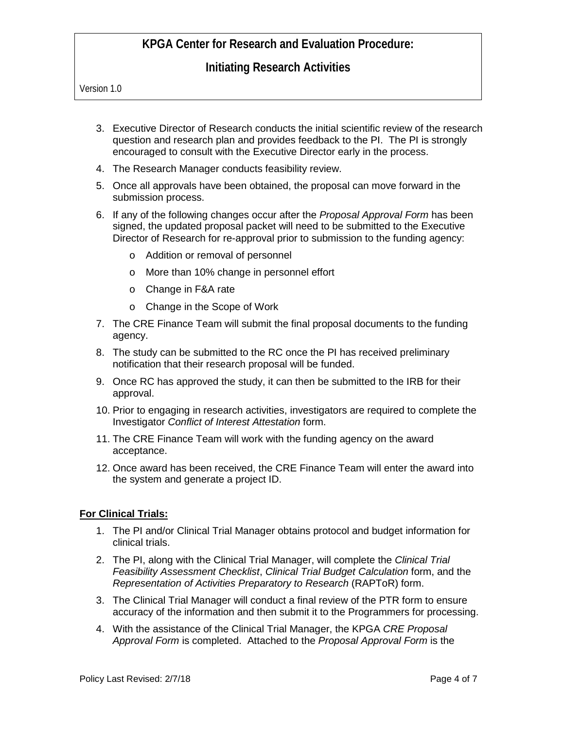3. Executive Director of Research conducts the initial scientific review of the research question and research plan and provides feedback to the PI. The PI is strongly encouraged to consult with the Executive Director early in the process.
4. The Research Manager conducts feasibility review.
5. Once all approvals have been obtained, the proposal can move forward in the submission process.
6. If any of the following changes occur after the *Proposal Approval Form* has been signed, the updated proposal packet will need to be submitted to the Executive Director of Research for re-approval prior to submission to the funding agency:
    - Addition or removal of personnel
    - More than 10% change in personnel effort
    - Change in F&A rate
    - Change in the Scope of Work
7. The CRE Finance Team will submit the final proposal documents to the funding agency.
8. The study can be submitted to the RC once the PI has received preliminary notification that their research proposal will be funded.
9. Once RC has approved the study, it can then be submitted to the IRB for their approval.
10. Prior to engaging in research activities, investigators are required to complete the Investigator *Conflict of Interest Attestation* form.
11. The CRE Finance Team will work with the funding agency on the award acceptance.
12. Once award has been received, the CRE Finance Team will enter the award into the system and generate a project ID.

**For Clinical Trials:**

1. The PI and/or Clinical Trial Manager obtains protocol and budget information for clinical trials.
2. The PI, along with the Clinical Trial Manager, will complete the *Clinical Trial Feasibility Assessment Checklist*, *Clinical Trial Budget Calculation* form, and the *Representation of Activities Preparatory to Research* (RAPToR) form.
3. The Clinical Trial Manager will conduct a final review of the PTR form to ensure accuracy of the information and then submit it to the Programmers for processing.
4. With the assistance of the Clinical Trial Manager, the KPGA *CRE Proposal Approval Form* is completed. Attached to the *Proposal Approval Form* is the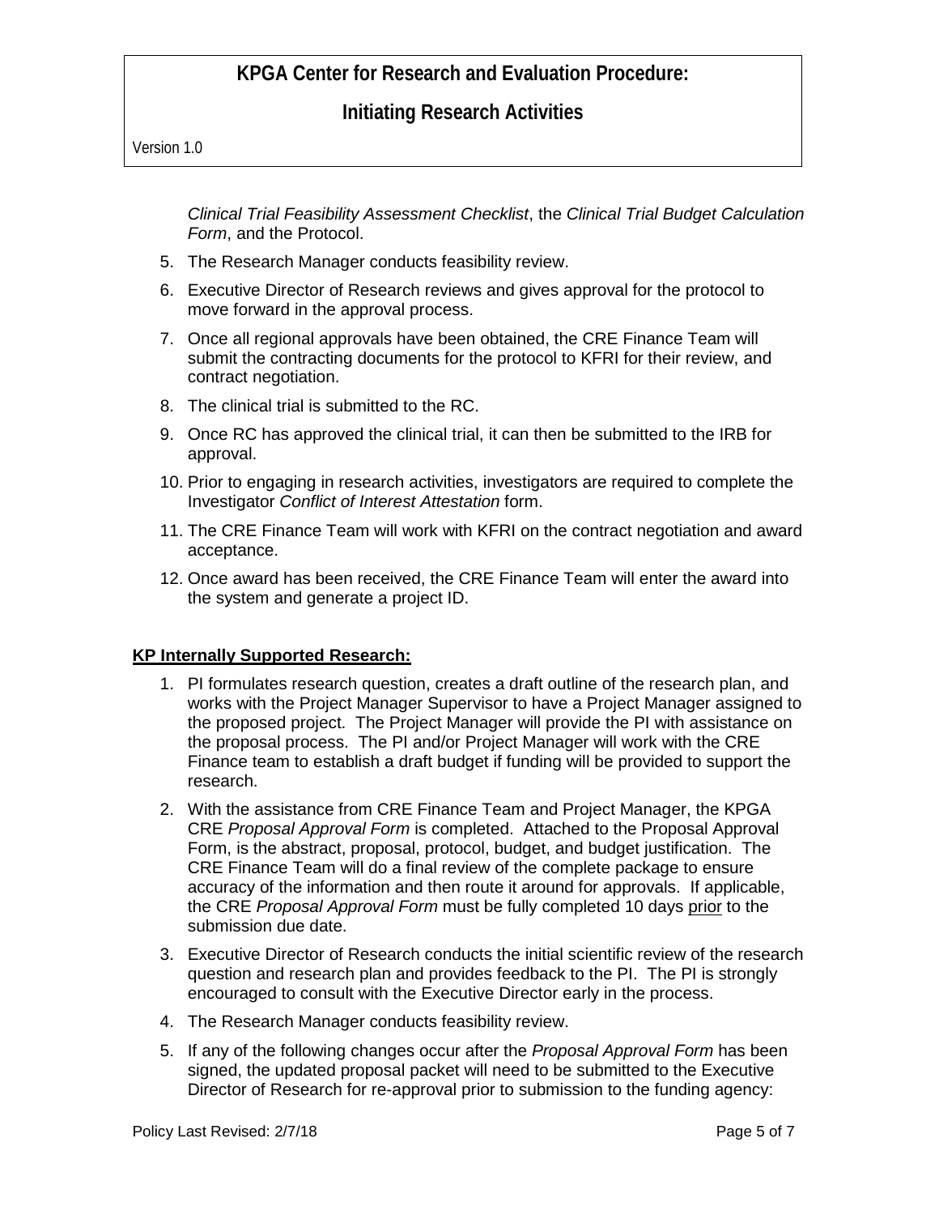*Clinical Trial Feasibility Assessment Checklist*, the *Clinical Trial Budget Calculation Form*, and the Protocol.

5. The Research Manager conducts feasibility review.
6. Executive Director of Research reviews and gives approval for the protocol to move forward in the approval process.
7. Once all regional approvals have been obtained, the CRE Finance Team will submit the contracting documents for the protocol to KFRI for their review, and contract negotiation.
8. The clinical trial is submitted to the RC.
9. Once RC has approved the clinical trial, it can then be submitted to the IRB for approval.
10. Prior to engaging in research activities, investigators are required to complete the Investigator *Conflict of Interest Attestation* form.
11. The CRE Finance Team will work with KFRI on the contract negotiation and award acceptance.
12. Once award has been received, the CRE Finance Team will enter the award into the system and generate a project ID.

**KP Internally Supported Research:**

1. PI formulates research question, creates a draft outline of the research plan, and works with the Project Manager Supervisor to have a Project Manager assigned to the proposed project. The Project Manager will provide the PI with assistance on the proposal process. The PI and/or Project Manager will work with the CRE Finance team to establish a draft budget if funding will be provided to support the research.
2. With the assistance from CRE Finance Team and Project Manager, the KPGA CRE *Proposal Approval Form* is completed. Attached to the Proposal Approval Form, is the abstract, proposal, protocol, budget, and budget justification. The CRE Finance Team will do a final review of the complete package to ensure accuracy of the information and then route it around for approvals. If applicable, the CRE *Proposal Approval Form* must be fully completed 10 days prior to the submission due date.
3. Executive Director of Research conducts the initial scientific review of the research question and research plan and provides feedback to the PI. The PI is strongly encouraged to consult with the Executive Director early in the process.
4. The Research Manager conducts feasibility review.
5. If any of the following changes occur after the *Proposal Approval Form* has been signed, the updated proposal packet will need to be submitted to the Executive Director of Research for re-approval prior to submission to the funding agency: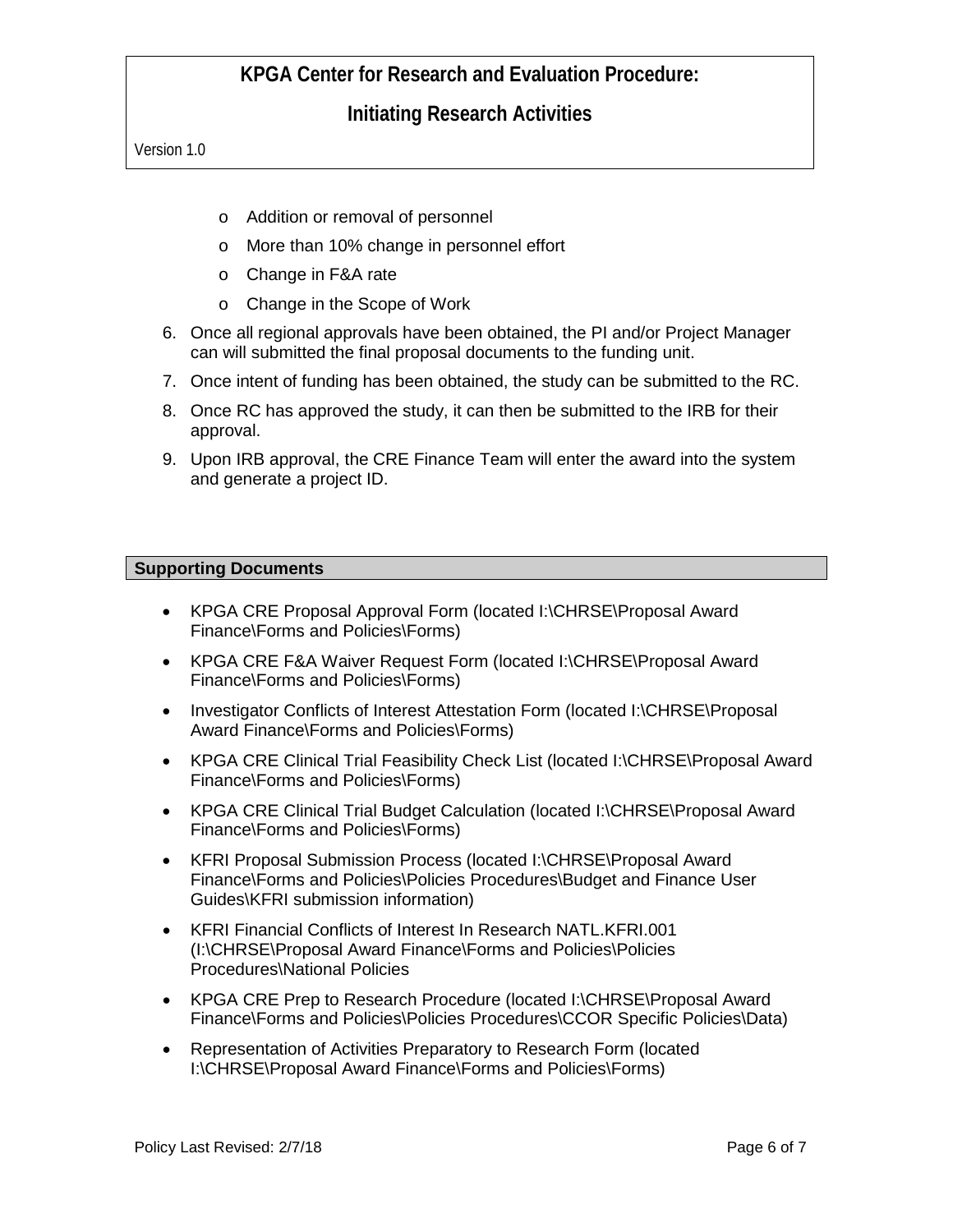- Addition or removal of personnel
- More than 10% change in personnel effort
- Change in F&A rate
- Change in the Scope of Work

6. Once all regional approvals have been obtained, the PI and/or Project Manager can will submitted the final proposal documents to the funding unit.
7. Once intent of funding has been obtained, the study can be submitted to the RC.
8. Once RC has approved the study, it can then be submitted to the IRB for their approval.
9. Upon IRB approval, the CRE Finance Team will enter the award into the system and generate a project ID.

## Supporting Documents

- KPGA CRE Proposal Approval Form (located I:\CHRSE\Proposal Award Finance\Forms and Policies\Forms)
- KPGA CRE F&A Waiver Request Form (located I:\CHRSE\Proposal Award Finance\Forms and Policies\Forms)
- Investigator Conflicts of Interest Attestation Form (located I:\CHRSE\Proposal Award Finance\Forms and Policies\Forms)
- KPGA CRE Clinical Trial Feasibility Check List (located I:\CHRSE\Proposal Award Finance\Forms and Policies\Forms)
- KPGA CRE Clinical Trial Budget Calculation (located I:\CHRSE\Proposal Award Finance\Forms and Policies\Forms)
- KFRI Proposal Submission Process (located I:\CHRSE\Proposal Award Finance\Forms and Policies\Policies Procedures\Budget and Finance User Guides\KFRI submission information)
- KFRI Financial Conflicts of Interest In Research NATL.KFRI.001 (I:\CHRSE\Proposal Award Finance\Forms and Policies\Policies Procedures\National Policies
- KPGA CRE Prep to Research Procedure (located I:\CHRSE\Proposal Award Finance\Forms and Policies\Policies Procedures\CCOR Specific Policies\Data)
- Representation of Activities Preparatory to Research Form (located I:\CHRSE\Proposal Award Finance\Forms and Policies\Forms)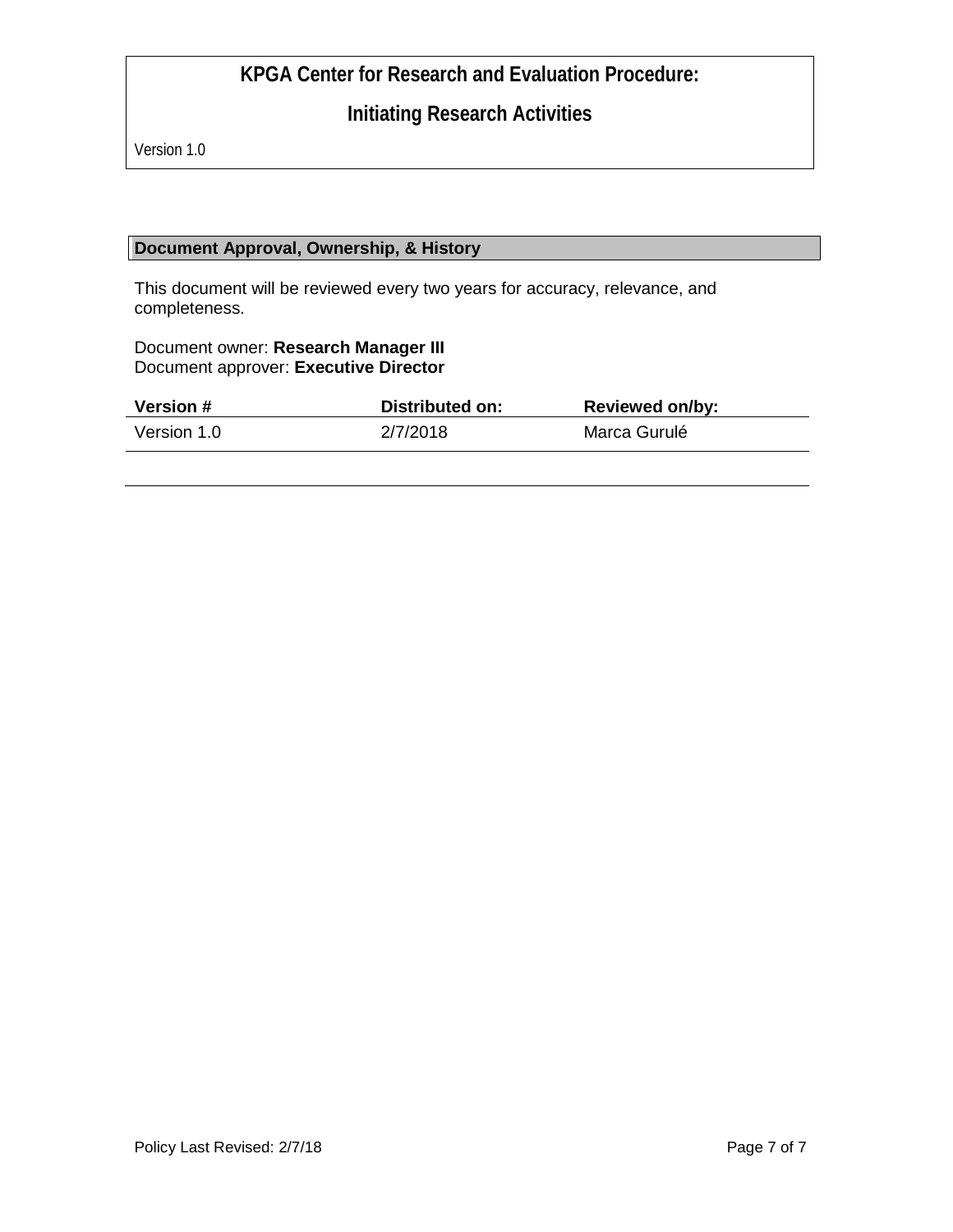# KPGA Center for Research and Evaluation Procedure:

# Initiating Research Activities

Version 1.0

## Document Approval, Ownership, & History

This document will be reviewed every two years for accuracy, relevance, and completeness.

Document owner: **Research Manager III**
Document approver: **Executive Director**

| Version # | Distributed on: | Reviewed on/by: |
|---|---|---|
| Version 1.0 | 2/7/2018 | Marca Gurulé |
| | | |